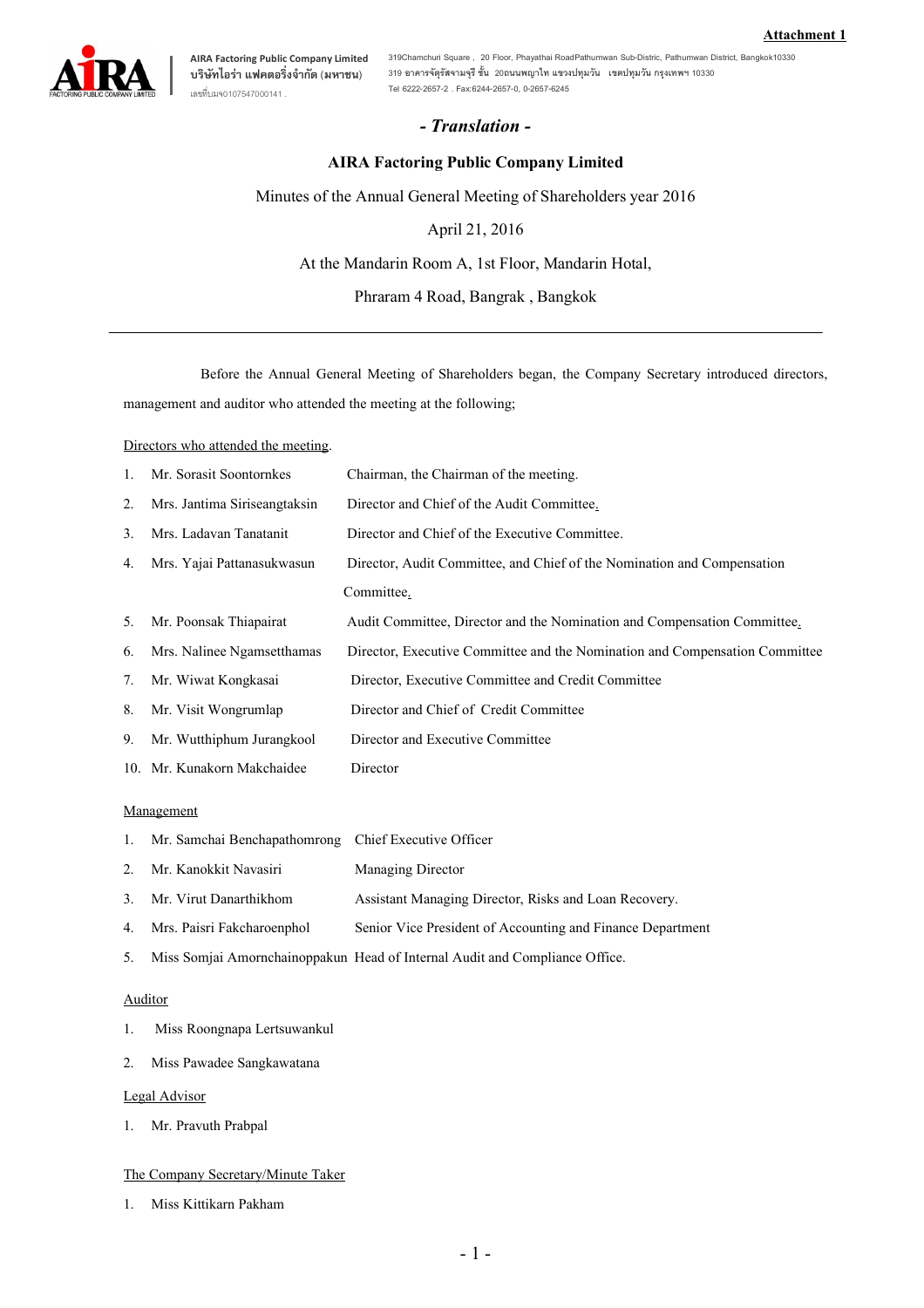**Attachment 1**

AIRA Factoring Public Company Limited
บริษัทไอร่า แฟคตอริ่งจำกัด (มหาชน)
เลขที่บมจ0107547000141 .

319Chamchuri Square , 20 Floor, Phayathai RoadPathumwan Sub-Distric, Pathumwan District, Bangkok10330
319 อาคารจัตุรัสจามจุรี ชั้น 20ถนนพญาไท แขวงปทุมวัน เขตปทุมวัน กรุงเทพฯ 10330
Tel 6222-2657-2 . Fax:6244-2657-0, 0-2657-6245

***- Translation -***

**AIRA Factoring Public Company Limited**

Minutes of the Annual General Meeting of Shareholders year 2016

April 21, 2016

At the Mandarin Room A, 1st Floor, Mandarin Hotal,

Phraram 4 Road, Bangrak , Bangkok

---

Before the Annual General Meeting of Shareholders began, the Company Secretary introduced directors, management and auditor who attended the meeting at the following;

Directors who attended the meeting.

1. Mr. Sorasit Soontornkes — Chairman, the Chairman of the meeting.
2. Mrs. Jantima Siriseangtaksin — Director and Chief of the Audit Committee.
3. Mrs. Ladavan Tanatanit — Director and Chief of the Executive Committee.
4. Mrs. Yajai Pattanasukwasun — Director, Audit Committee, and Chief of the Nomination and Compensation Committee.
5. Mr. Poonsak Thiapairat — Audit Committee, Director and the Nomination and Compensation Committee.
6. Mrs. Nalinee Ngamsetthamas — Director, Executive Committee and the Nomination and Compensation Committee
7. Mr. Wiwat Kongkasai — Director, Executive Committee and Credit Committee
8. Mr. Visit Wongrumlap — Director and Chief of Credit Committee
9. Mr. Wutthiphum Jurangkool — Director and Executive Committee
10. Mr. Kunakorn Makchaidee — Director

Management

1. Mr. Samchai Benchapathomrong — Chief Executive Officer
2. Mr. Kanokkit Navasiri — Managing Director
3. Mr. Virut Danarthikhom — Assistant Managing Director, Risks and Loan Recovery.
4. Mrs. Paisri Fakcharoenphol — Senior Vice President of Accounting and Finance Department
5. Miss Somjai Amornchainoppakun — Head of Internal Audit and Compliance Office.

Auditor

1. Miss Roongnapa Lertsuwankul
2. Miss Pawadee Sangkawatana

Legal Advisor

1. Mr. Pravuth Prabpal

The Company Secretary/Minute Taker

1. Miss Kittikarn Pakham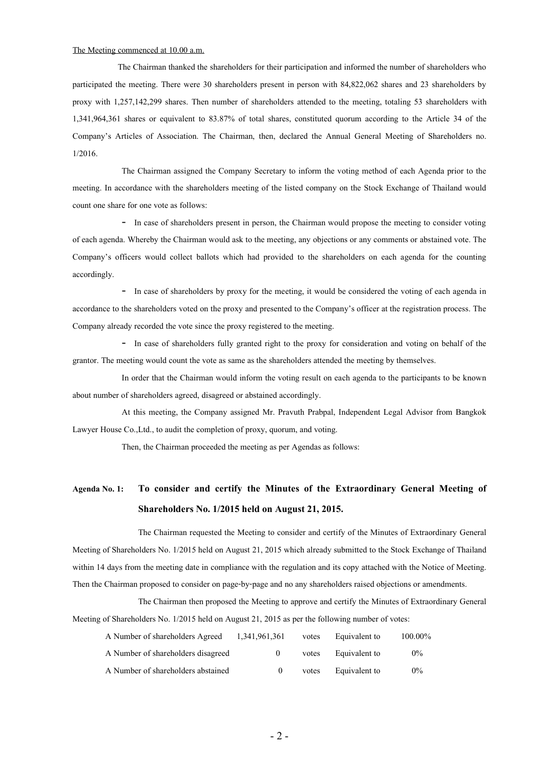The Meeting commenced at 10.00 a.m.

The Chairman thanked the shareholders for their participation and informed the number of shareholders who participated the meeting. There were 30 shareholders present in person with 84,822,062 shares and 23 shareholders by proxy with 1,257,142,299 shares. Then number of shareholders attended to the meeting, totaling 53 shareholders with 1,341,964,361 shares or equivalent to 83.87% of total shares, constituted quorum according to the Article 34 of the Company's Articles of Association. The Chairman, then, declared the Annual General Meeting of Shareholders no. 1/2016.

The Chairman assigned the Company Secretary to inform the voting method of each Agenda prior to the meeting. In accordance with the shareholders meeting of the listed company on the Stock Exchange of Thailand would count one share for one vote as follows:

- In case of shareholders present in person, the Chairman would propose the meeting to consider voting of each agenda. Whereby the Chairman would ask to the meeting, any objections or any comments or abstained vote. The Company's officers would collect ballots which had provided to the shareholders on each agenda for the counting accordingly.
- In case of shareholders by proxy for the meeting, it would be considered the voting of each agenda in accordance to the shareholders voted on the proxy and presented to the Company's officer at the registration process. The Company already recorded the vote since the proxy registered to the meeting.
- In case of shareholders fully granted right to the proxy for consideration and voting on behalf of the grantor. The meeting would count the vote as same as the shareholders attended the meeting by themselves.

In order that the Chairman would inform the voting result on each agenda to the participants to be known about number of shareholders agreed, disagreed or abstained accordingly.

At this meeting, the Company assigned Mr. Pravuth Prabpal, Independent Legal Advisor from Bangkok Lawyer House Co.,Ltd., to audit the completion of proxy, quorum, and voting.

Then, the Chairman proceeded the meeting as per Agendas as follows:

## Agenda No. 1: To consider and certify the Minutes of the Extraordinary General Meeting of Shareholders No. 1/2015 held on August 21, 2015.

The Chairman requested the Meeting to consider and certify of the Minutes of Extraordinary General Meeting of Shareholders No. 1/2015 held on August 21, 2015 which already submitted to the Stock Exchange of Thailand within 14 days from the meeting date in compliance with the regulation and its copy attached with the Notice of Meeting. Then the Chairman proposed to consider on page-by-page and no any shareholders raised objections or amendments.

The Chairman then proposed the Meeting to approve and certify the Minutes of Extraordinary General Meeting of Shareholders No. 1/2015 held on August 21, 2015 as per the following number of votes:

| | | | | |
|---|---|---|---|---|
| A Number of shareholders Agreed | 1,341,961,361 | votes | Equivalent to | 100.00% |
| A Number of shareholders disagreed | 0 | votes | Equivalent to | 0% |
| A Number of shareholders abstained | 0 | votes | Equivalent to | 0% |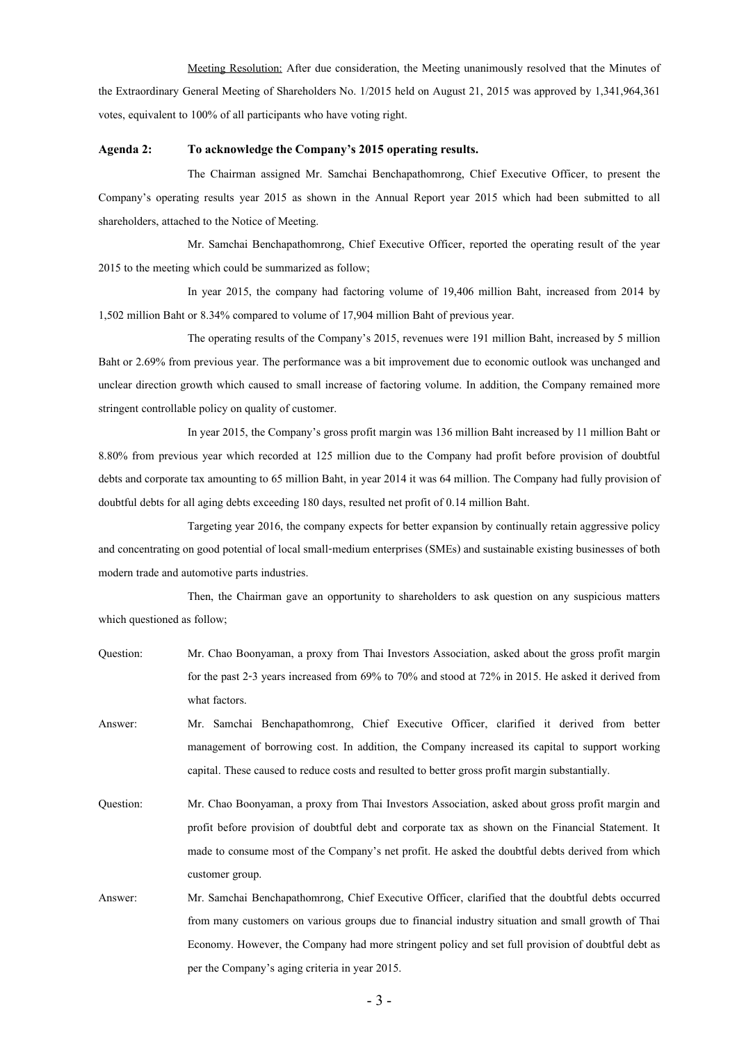Meeting Resolution: After due consideration, the Meeting unanimously resolved that the Minutes of the Extraordinary General Meeting of Shareholders No. 1/2015 held on August 21, 2015 was approved by 1,341,964,361 votes, equivalent to 100% of all participants who have voting right.

**Agenda 2: To acknowledge the Company's 2015 operating results.**

The Chairman assigned Mr. Samchai Benchapathomrong, Chief Executive Officer, to present the Company's operating results year 2015 as shown in the Annual Report year 2015 which had been submitted to all shareholders, attached to the Notice of Meeting.

Mr. Samchai Benchapathomrong, Chief Executive Officer, reported the operating result of the year 2015 to the meeting which could be summarized as follow;

In year 2015, the company had factoring volume of 19,406 million Baht, increased from 2014 by 1,502 million Baht or 8.34% compared to volume of 17,904 million Baht of previous year.

The operating results of the Company's 2015, revenues were 191 million Baht, increased by 5 million Baht or 2.69% from previous year. The performance was a bit improvement due to economic outlook was unchanged and unclear direction growth which caused to small increase of factoring volume. In addition, the Company remained more stringent controllable policy on quality of customer.

In year 2015, the Company's gross profit margin was 136 million Baht increased by 11 million Baht or 8.80% from previous year which recorded at 125 million due to the Company had profit before provision of doubtful debts and corporate tax amounting to 65 million Baht, in year 2014 it was 64 million. The Company had fully provision of doubtful debts for all aging debts exceeding 180 days, resulted net profit of 0.14 million Baht.

Targeting year 2016, the company expects for better expansion by continually retain aggressive policy and concentrating on good potential of local small-medium enterprises (SMEs) and sustainable existing businesses of both modern trade and automotive parts industries.

Then, the Chairman gave an opportunity to shareholders to ask question on any suspicious matters which questioned as follow;

Question: Mr. Chao Boonyaman, a proxy from Thai Investors Association, asked about the gross profit margin for the past 2-3 years increased from 69% to 70% and stood at 72% in 2015. He asked it derived from what factors.

Answer: Mr. Samchai Benchapathomrong, Chief Executive Officer, clarified it derived from better management of borrowing cost. In addition, the Company increased its capital to support working capital. These caused to reduce costs and resulted to better gross profit margin substantially.

Question: Mr. Chao Boonyaman, a proxy from Thai Investors Association, asked about gross profit margin and profit before provision of doubtful debt and corporate tax as shown on the Financial Statement. It made to consume most of the Company's net profit. He asked the doubtful debts derived from which customer group.

Answer: Mr. Samchai Benchapathomrong, Chief Executive Officer, clarified that the doubtful debts occurred from many customers on various groups due to financial industry situation and small growth of Thai Economy. However, the Company had more stringent policy and set full provision of doubtful debt as per the Company's aging criteria in year 2015.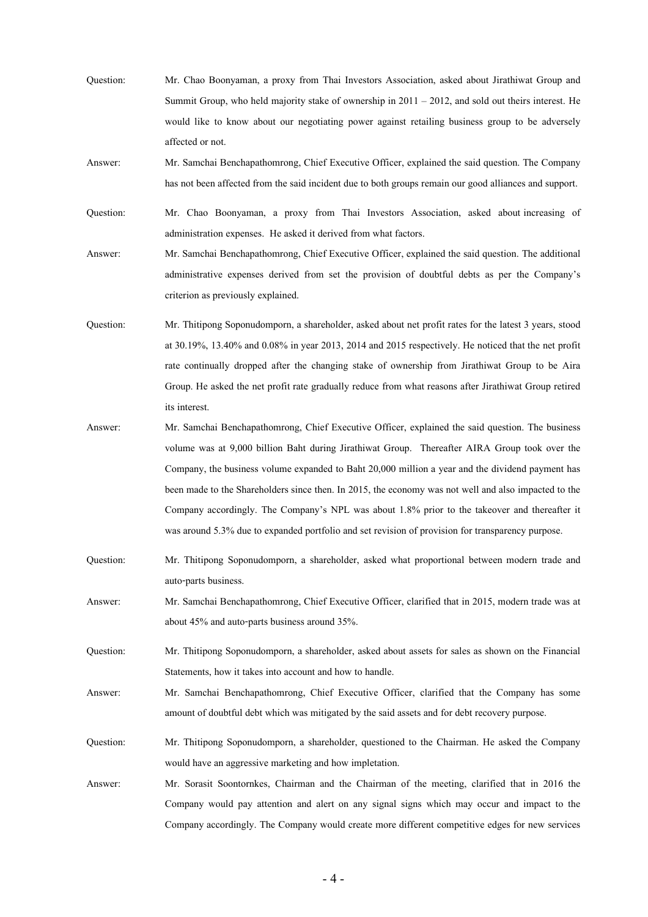Question: Mr. Chao Boonyaman, a proxy from Thai Investors Association, asked about Jirathiwat Group and Summit Group, who held majority stake of ownership in 2011 – 2012, and sold out theirs interest. He would like to know about our negotiating power against retailing business group to be adversely affected or not.

Answer: Mr. Samchai Benchapathomrong, Chief Executive Officer, explained the said question. The Company has not been affected from the said incident due to both groups remain our good alliances and support.

Question: Mr. Chao Boonyaman, a proxy from Thai Investors Association, asked about increasing of administration expenses. He asked it derived from what factors.

Answer: Mr. Samchai Benchapathomrong, Chief Executive Officer, explained the said question. The additional administrative expenses derived from set the provision of doubtful debts as per the Company's criterion as previously explained.

Question: Mr. Thitipong Soponudomporn, a shareholder, asked about net profit rates for the latest 3 years, stood at 30.19%, 13.40% and 0.08% in year 2013, 2014 and 2015 respectively. He noticed that the net profit rate continually dropped after the changing stake of ownership from Jirathiwat Group to be Aira Group. He asked the net profit rate gradually reduce from what reasons after Jirathiwat Group retired its interest.

Answer: Mr. Samchai Benchapathomrong, Chief Executive Officer, explained the said question. The business volume was at 9,000 billion Baht during Jirathiwat Group. Thereafter AIRA Group took over the Company, the business volume expanded to Baht 20,000 million a year and the dividend payment has been made to the Shareholders since then. In 2015, the economy was not well and also impacted to the Company accordingly. The Company's NPL was about 1.8% prior to the takeover and thereafter it was around 5.3% due to expanded portfolio and set revision of provision for transparency purpose.

Question: Mr. Thitipong Soponudomporn, a shareholder, asked what proportional between modern trade and auto-parts business.

Answer: Mr. Samchai Benchapathomrong, Chief Executive Officer, clarified that in 2015, modern trade was at about 45% and auto-parts business around 35%.

Question: Mr. Thitipong Soponudomporn, a shareholder, asked about assets for sales as shown on the Financial Statements, how it takes into account and how to handle.

Answer: Mr. Samchai Benchapathomrong, Chief Executive Officer, clarified that the Company has some amount of doubtful debt which was mitigated by the said assets and for debt recovery purpose.

Question: Mr. Thitipong Soponudomporn, a shareholder, questioned to the Chairman. He asked the Company would have an aggressive marketing and how impletation.

Answer: Mr. Sorasit Soontornkes, Chairman and the Chairman of the meeting, clarified that in 2016 the Company would pay attention and alert on any signal signs which may occur and impact to the Company accordingly. The Company would create more different competitive edges for new services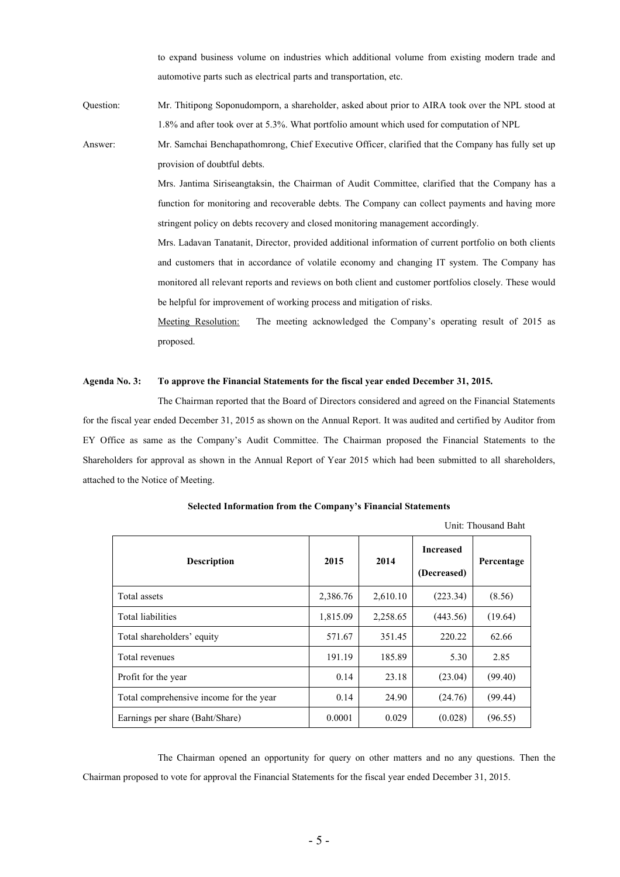to expand business volume on industries which additional volume from existing modern trade and automotive parts such as electrical parts and transportation, etc.

Question: Mr. Thitipong Soponudomporn, a shareholder, asked about prior to AIRA took over the NPL stood at 1.8% and after took over at 5.3%. What portfolio amount which used for computation of NPL

Answer: Mr. Samchai Benchapathomrong, Chief Executive Officer, clarified that the Company has fully set up provision of doubtful debts.

Mrs. Jantima Siriseangtaksin, the Chairman of Audit Committee, clarified that the Company has a function for monitoring and recoverable debts. The Company can collect payments and having more stringent policy on debts recovery and closed monitoring management accordingly.

Mrs. Ladavan Tanatanit, Director, provided additional information of current portfolio on both clients and customers that in accordance of volatile economy and changing IT system. The Company has monitored all relevant reports and reviews on both client and customer portfolios closely. These would be helpful for improvement of working process and mitigation of risks.

Meeting Resolution: The meeting acknowledged the Company's operating result of 2015 as proposed.

**Agenda No. 3: To approve the Financial Statements for the fiscal year ended December 31, 2015.**

The Chairman reported that the Board of Directors considered and agreed on the Financial Statements for the fiscal year ended December 31, 2015 as shown on the Annual Report. It was audited and certified by Auditor from EY Office as same as the Company's Audit Committee. The Chairman proposed the Financial Statements to the Shareholders for approval as shown in the Annual Report of Year 2015 which had been submitted to all shareholders, attached to the Notice of Meeting.

**Selected Information from the Company's Financial Statements**

Unit: Thousand Baht

| Description | 2015 | 2014 | Increased (Decreased) | Percentage |
|---|---|---|---|---|
| Total assets | 2,386.76 | 2,610.10 | (223.34) | (8.56) |
| Total liabilities | 1,815.09 | 2,258.65 | (443.56) | (19.64) |
| Total shareholders' equity | 571.67 | 351.45 | 220.22 | 62.66 |
| Total revenues | 191.19 | 185.89 | 5.30 | 2.85 |
| Profit for the year | 0.14 | 23.18 | (23.04) | (99.40) |
| Total comprehensive income for the year | 0.14 | 24.90 | (24.76) | (99.44) |
| Earnings per share (Baht/Share) | 0.0001 | 0.029 | (0.028) | (96.55) |

The Chairman opened an opportunity for query on other matters and no any questions. Then the Chairman proposed to vote for approval the Financial Statements for the fiscal year ended December 31, 2015.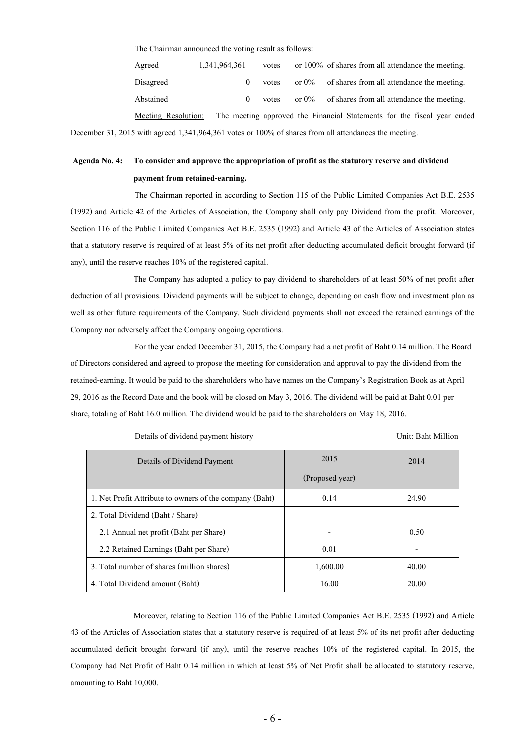The Chairman announced the voting result as follows:

| | | | | |
|---|---|---|---|---|
| Agreed | 1,341,964,361 | votes | or 100% | of shares from all attendance the meeting. |
| Disagreed | 0 | votes | or 0% | of shares from all attendance the meeting. |
| Abstained | 0 | votes | or 0% | of shares from all attendance the meeting. |

Meeting Resolution: The meeting approved the Financial Statements for the fiscal year ended December 31, 2015 with agreed 1,341,964,361 votes or 100% of shares from all attendances the meeting.

**Agenda No. 4: To consider and approve the appropriation of profit as the statutory reserve and dividend payment from retained-earning.**

The Chairman reported in according to Section 115 of the Public Limited Companies Act B.E. 2535 (1992) and Article 42 of the Articles of Association, the Company shall only pay Dividend from the profit. Moreover, Section 116 of the Public Limited Companies Act B.E. 2535 (1992) and Article 43 of the Articles of Association states that a statutory reserve is required of at least 5% of its net profit after deducting accumulated deficit brought forward (if any), until the reserve reaches 10% of the registered capital.

The Company has adopted a policy to pay dividend to shareholders of at least 50% of net profit after deduction of all provisions. Dividend payments will be subject to change, depending on cash flow and investment plan as well as other future requirements of the Company. Such dividend payments shall not exceed the retained earnings of the Company nor adversely affect the Company ongoing operations.

For the year ended December 31, 2015, the Company had a net profit of Baht 0.14 million. The Board of Directors considered and agreed to propose the meeting for consideration and approval to pay the dividend from the retained-earning. It would be paid to the shareholders who have names on the Company's Registration Book as at April 29, 2016 as the Record Date and the book will be closed on May 3, 2016. The dividend will be paid at Baht 0.01 per share, totaling of Baht 16.0 million. The dividend would be paid to the shareholders on May 18, 2016.

Details of dividend payment history — Unit: Baht Million

| Details of Dividend Payment | 2015 (Proposed year) | 2014 |
|---|---|---|
| 1. Net Profit Attribute to owners of the company (Baht) | 0.14 | 24.90 |
| 2. Total Dividend (Baht / Share) | | |
| 2.1 Annual net profit (Baht per Share) | - | 0.50 |
| 2.2 Retained Earnings (Baht per Share) | 0.01 | - |
| 3. Total number of shares (million shares) | 1,600.00 | 40.00 |
| 4. Total Dividend amount (Baht) | 16.00 | 20.00 |

Moreover, relating to Section 116 of the Public Limited Companies Act B.E. 2535 (1992) and Article 43 of the Articles of Association states that a statutory reserve is required of at least 5% of its net profit after deducting accumulated deficit brought forward (if any), until the reserve reaches 10% of the registered capital. In 2015, the Company had Net Profit of Baht 0.14 million in which at least 5% of Net Profit shall be allocated to statutory reserve, amounting to Baht 10,000.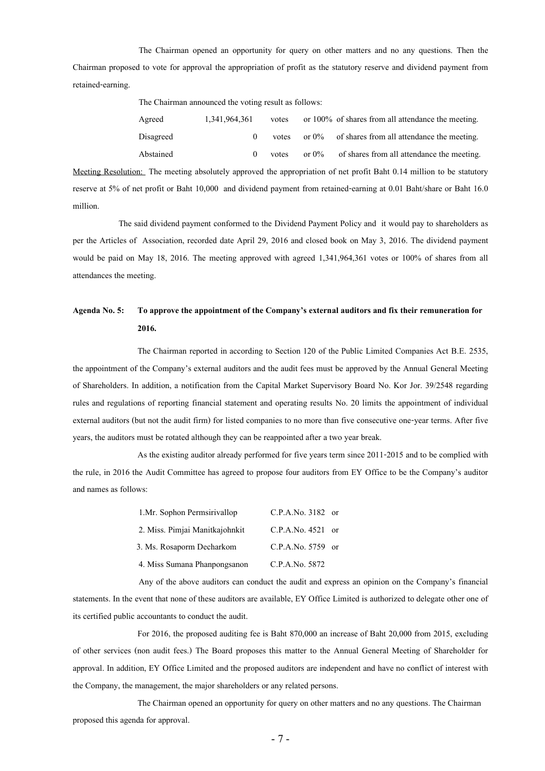The Chairman opened an opportunity for query on other matters and no any questions. Then the Chairman proposed to vote for approval the appropriation of profit as the statutory reserve and dividend payment from retained-earning.

The Chairman announced the voting result as follows:

| | | | | |
|---|---|---|---|---|
| Agreed | 1,341,964,361 | votes | or 100% | of shares from all attendance the meeting. |
| Disagreed | 0 | votes | or 0% | of shares from all attendance the meeting. |
| Abstained | 0 | votes | or 0% | of shares from all attendance the meeting. |

Meeting Resolution: The meeting absolutely approved the appropriation of net profit Baht 0.14 million to be statutory reserve at 5% of net profit or Baht 10,000 and dividend payment from retained-earning at 0.01 Baht/share or Baht 16.0 million.

The said dividend payment conformed to the Dividend Payment Policy and it would pay to shareholders as per the Articles of Association, recorded date April 29, 2016 and closed book on May 3, 2016. The dividend payment would be paid on May 18, 2016. The meeting approved with agreed 1,341,964,361 votes or 100% of shares from all attendances the meeting.

**Agenda No. 5: To approve the appointment of the Company's external auditors and fix their remuneration for 2016.**

The Chairman reported in according to Section 120 of the Public Limited Companies Act B.E. 2535, the appointment of the Company's external auditors and the audit fees must be approved by the Annual General Meeting of Shareholders. In addition, a notification from the Capital Market Supervisory Board No. Kor Jor. 39/2548 regarding rules and regulations of reporting financial statement and operating results No. 20 limits the appointment of individual external auditors (but not the audit firm) for listed companies to no more than five consecutive one-year terms. After five years, the auditors must be rotated although they can be reappointed after a two year break.

As the existing auditor already performed for five years term since 2011-2015 and to be complied with the rule, in 2016 the Audit Committee has agreed to propose four auditors from EY Office to be the Company's auditor and names as follows:

1. Mr. Sophon Permsirivallop C.P.A.No. 3182 or
2. Miss. Pimjai Manitkajohnkit C.P.A.No. 4521 or
3. Ms. Rosaporm Decharkom C.P.A.No. 5759 or
4. Miss Sumana Phanpongsanon C.P.A.No. 5872

Any of the above auditors can conduct the audit and express an opinion on the Company's financial statements. In the event that none of these auditors are available, EY Office Limited is authorized to delegate other one of its certified public accountants to conduct the audit.

For 2016, the proposed auditing fee is Baht 870,000 an increase of Baht 20,000 from 2015, excluding of other services (non audit fees.) The Board proposes this matter to the Annual General Meeting of Shareholder for approval. In addition, EY Office Limited and the proposed auditors are independent and have no conflict of interest with the Company, the management, the major shareholders or any related persons.

The Chairman opened an opportunity for query on other matters and no any questions. The Chairman proposed this agenda for approval.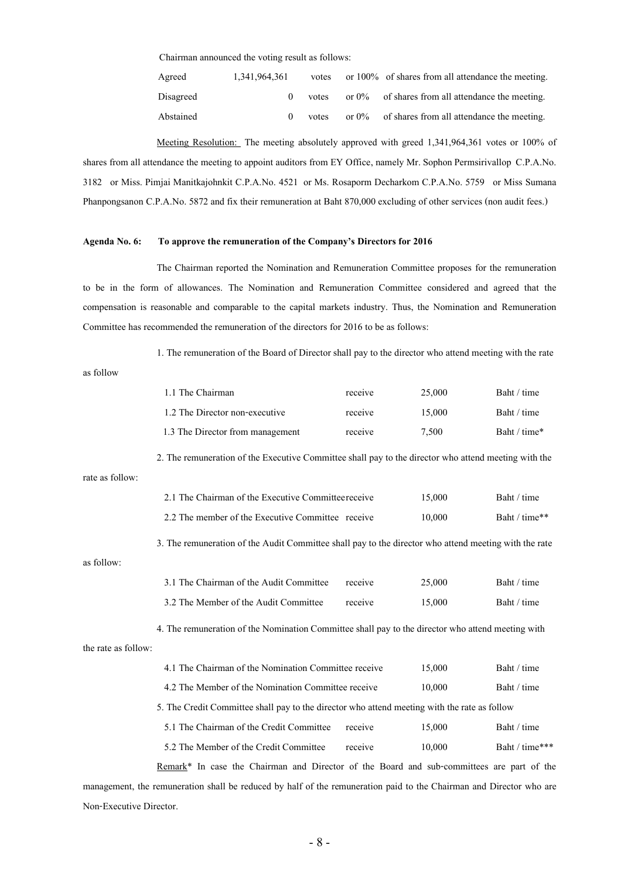Chairman announced the voting result as follows:

| | | | | |
|---|---|---|---|---|
| Agreed | 1,341,964,361 | votes | or 100% | of shares from all attendance the meeting. |
| Disagreed | 0 | votes | or 0% | of shares from all attendance the meeting. |
| Abstained | 0 | votes | or 0% | of shares from all attendance the meeting. |

Meeting Resolution: The meeting absolutely approved with greed 1,341,964,361 votes or 100% of shares from all attendance the meeting to appoint auditors from EY Office, namely Mr. Sophon Permsirivallop C.P.A.No. 3182 or Miss. Pimjai Manitkajohnkit C.P.A.No. 4521 or Ms. Rosaporm Decharkom C.P.A.No. 5759 or Miss Sumana Phanpongsanon C.P.A.No. 5872 and fix their remuneration at Baht 870,000 excluding of other services (non audit fees.)

**Agenda No. 6: To approve the remuneration of the Company's Directors for 2016**

The Chairman reported the Nomination and Remuneration Committee proposes for the remuneration to be in the form of allowances. The Nomination and Remuneration Committee considered and agreed that the compensation is reasonable and comparable to the capital markets industry. Thus, the Nomination and Remuneration Committee has recommended the remuneration of the directors for 2016 to be as follows:

1. The remuneration of the Board of Director shall pay to the director who attend meeting with the rate as follow

| | | | |
|---|---|---|---|
| 1.1 The Chairman | receive | 25,000 | Baht / time |
| 1.2 The Director non-executive | receive | 15,000 | Baht / time |
| 1.3 The Director from management | receive | 7,500 | Baht / time* |

2. The remuneration of the Executive Committee shall pay to the director who attend meeting with the rate as follow:

| | | | |
|---|---|---|---|
| 2.1 The Chairman of the Executive Committee | receive | 15,000 | Baht / time |
| 2.2 The member of the Executive Committee | receive | 10,000 | Baht / time** |

3. The remuneration of the Audit Committee shall pay to the director who attend meeting with the rate as follow:

| | | | |
|---|---|---|---|
| 3.1 The Chairman of the Audit Committee | receive | 25,000 | Baht / time |
| 3.2 The Member of the Audit Committee | receive | 15,000 | Baht / time |

4. The remuneration of the Nomination Committee shall pay to the director who attend meeting with the rate as follow:

| | | | |
|---|---|---|---|
| 4.1 The Chairman of the Nomination Committee | receive | 15,000 | Baht / time |
| 4.2 The Member of the Nomination Committee | receive | 10,000 | Baht / time |

5. The Credit Committee shall pay to the director who attend meeting with the rate as follow

| | | | |
|---|---|---|---|
| 5.1 The Chairman of the Credit Committee | receive | 15,000 | Baht / time |
| 5.2 The Member of the Credit Committee | receive | 10,000 | Baht / time*** |

Remark* In case the Chairman and Director of the Board and sub-committees are part of the management, the remuneration shall be reduced by half of the remuneration paid to the Chairman and Director who are Non-Executive Director.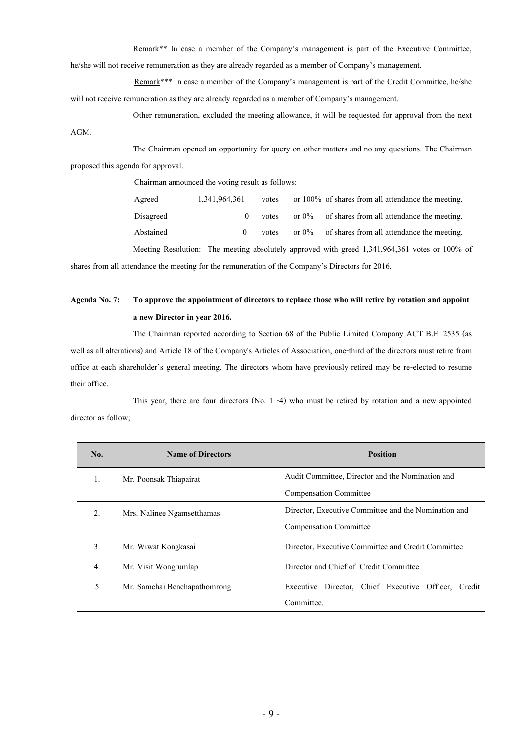Remark** In case a member of the Company's management is part of the Executive Committee, he/she will not receive remuneration as they are already regarded as a member of Company's management.

Remark*** In case a member of the Company's management is part of the Credit Committee, he/she will not receive remuneration as they are already regarded as a member of Company's management.

Other remuneration, excluded the meeting allowance, it will be requested for approval from the next AGM.

The Chairman opened an opportunity for query on other matters and no any questions. The Chairman proposed this agenda for approval.

Chairman announced the voting result as follows:

| | | | | |
|---|---|---|---|---|
| Agreed | 1,341,964,361 | votes | or 100% | of shares from all attendance the meeting. |
| Disagreed | 0 | votes | or 0% | of shares from all attendance the meeting. |
| Abstained | 0 | votes | or 0% | of shares from all attendance the meeting. |

Meeting Resolution: The meeting absolutely approved with greed 1,341,964,361 votes or 100% of shares from all attendance the meeting for the remuneration of the Company's Directors for 2016.

**Agenda No. 7: To approve the appointment of directors to replace those who will retire by rotation and appoint a new Director in year 2016.**

The Chairman reported according to Section 68 of the Public Limited Company ACT B.E. 2535 (as well as all alterations) and Article 18 of the Company's Articles of Association, one-third of the directors must retire from office at each shareholder's general meeting. The directors whom have previously retired may be re-elected to resume their office.

This year, there are four directors (No. 1 -4) who must be retired by rotation and a new appointed director as follow;

| No. | Name of Directors | Position |
|---|---|---|
| 1. | Mr. Poonsak Thiapairat | Audit Committee, Director and the Nomination and Compensation Committee |
| 2. | Mrs. Nalinee Ngamsetthamas | Director, Executive Committee and the Nomination and Compensation Committee |
| 3. | Mr. Wiwat Kongkasai | Director, Executive Committee and Credit Committee |
| 4. | Mr. Visit Wongrumlap | Director and Chief of Credit Committee |
| 5 | Mr. Samchai Benchapathomrong | Executive Director, Chief Executive Officer, Credit Committee. |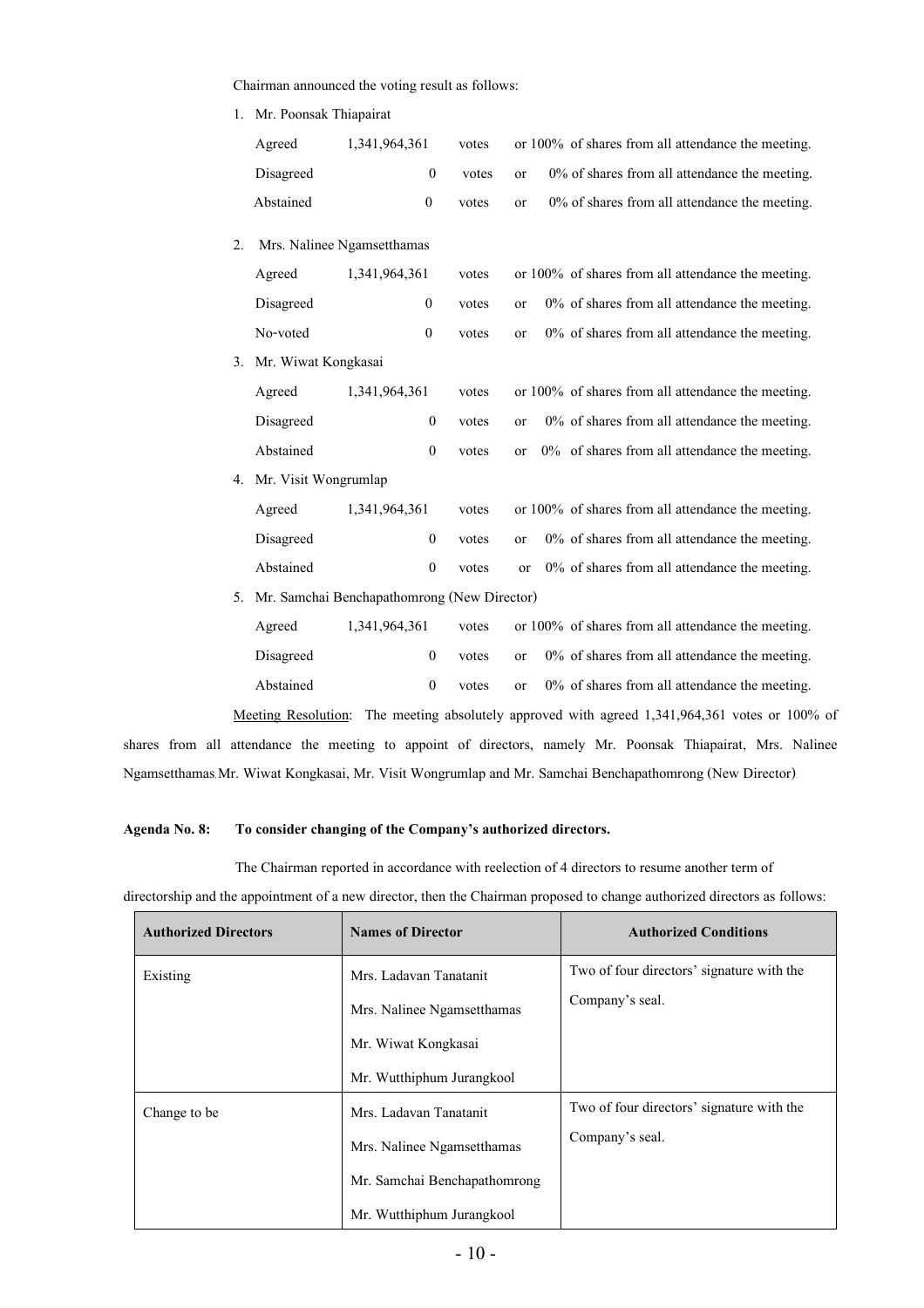Chairman announced the voting result as follows:

1. Mr. Poonsak Thiapairat

| | | | |
|---|---|---|---|
| Agreed | 1,341,964,361 | votes | or 100% of shares from all attendance the meeting. |
| Disagreed | 0 | votes | or 0% of shares from all attendance the meeting. |
| Abstained | 0 | votes | or 0% of shares from all attendance the meeting. |

2. Mrs. Nalinee Ngamsetthamas

| | | | |
|---|---|---|---|
| Agreed | 1,341,964,361 | votes | or 100% of shares from all attendance the meeting. |
| Disagreed | 0 | votes | or 0% of shares from all attendance the meeting. |
| No-voted | 0 | votes | or 0% of shares from all attendance the meeting. |

3. Mr. Wiwat Kongkasai

| | | | |
|---|---|---|---|
| Agreed | 1,341,964,361 | votes | or 100% of shares from all attendance the meeting. |
| Disagreed | 0 | votes | or 0% of shares from all attendance the meeting. |
| Abstained | 0 | votes | or 0% of shares from all attendance the meeting. |

4. Mr. Visit Wongrumlap

| | | | |
|---|---|---|---|
| Agreed | 1,341,964,361 | votes | or 100% of shares from all attendance the meeting. |
| Disagreed | 0 | votes | or 0% of shares from all attendance the meeting. |
| Abstained | 0 | votes | or 0% of shares from all attendance the meeting. |

5. Mr. Samchai Benchapathomrong (New Director)

| | | | |
|---|---|---|---|
| Agreed | 1,341,964,361 | votes | or 100% of shares from all attendance the meeting. |
| Disagreed | 0 | votes | or 0% of shares from all attendance the meeting. |
| Abstained | 0 | votes | or 0% of shares from all attendance the meeting. |

Meeting Resolution: The meeting absolutely approved with agreed 1,341,964,361 votes or 100% of shares from all attendance the meeting to appoint of directors, namely Mr. Poonsak Thiapairat, Mrs. Nalinee Ngamsetthamas, Mr. Wiwat Kongkasai, Mr. Visit Wongrumlap and Mr. Samchai Benchapathomrong (New Director).

**Agenda No. 8: To consider changing of the Company's authorized directors.**

The Chairman reported in accordance with reelection of 4 directors to resume another term of directorship and the appointment of a new director, then the Chairman proposed to change authorized directors as follows:

| Authorized Directors | Names of Director | Authorized Conditions |
|---|---|---|
| Existing | Mrs. Ladavan Tanatanit<br>Mrs. Nalinee Ngamsetthamas<br>Mr. Wiwat Kongkasai<br>Mr. Wutthiphum Jurangkool | Two of four directors' signature with the Company's seal. |
| Change to be | Mrs. Ladavan Tanatanit<br>Mrs. Nalinee Ngamsetthamas<br>Mr. Samchai Benchapathomrong<br>Mr. Wutthiphum Jurangkool | Two of four directors' signature with the Company's seal. |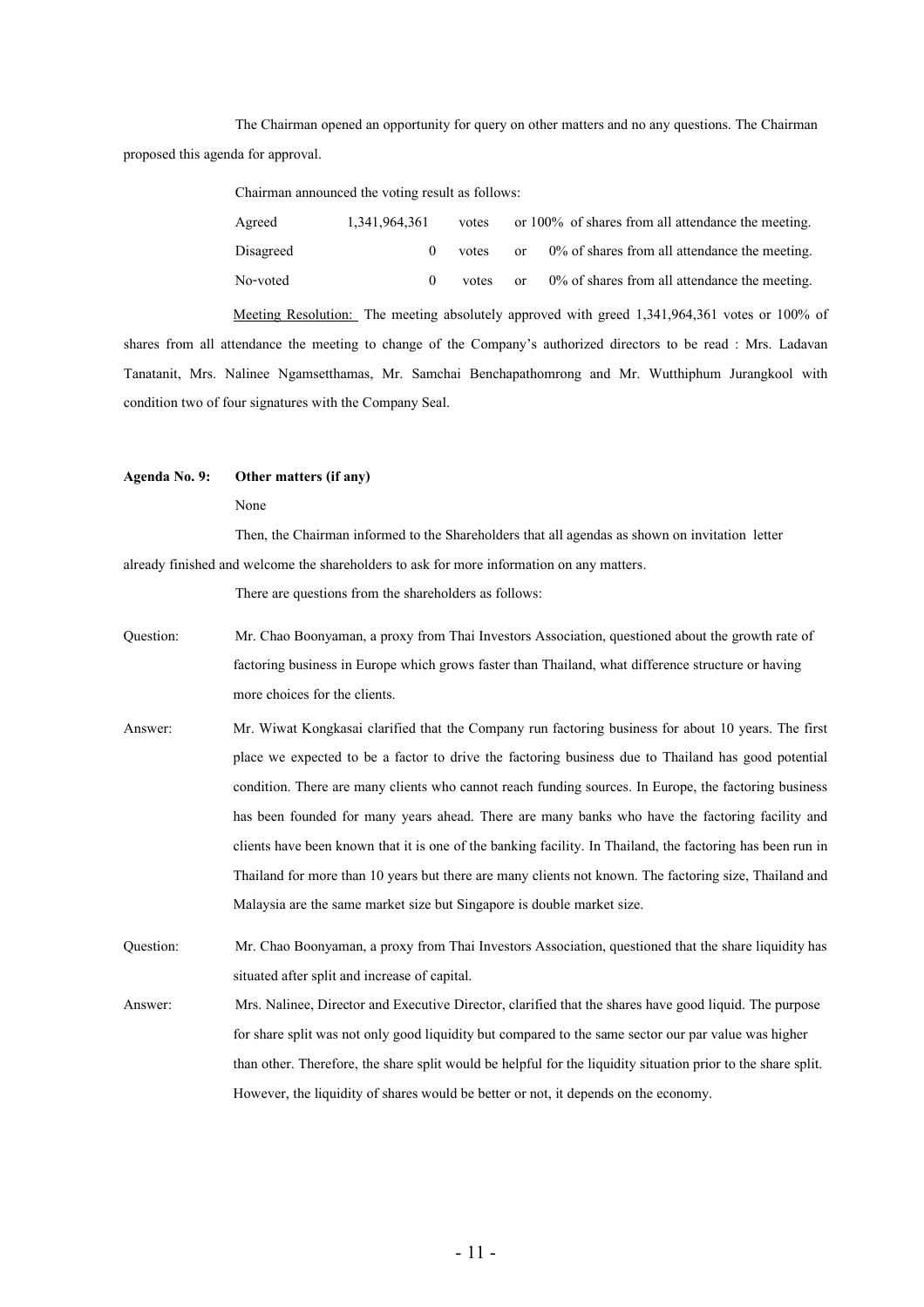The Chairman opened an opportunity for query on other matters and no any questions. The Chairman proposed this agenda for approval.

Chairman announced the voting result as follows:

| | | | | |
|---|---|---|---|---|
| Agreed | 1,341,964,361 | votes | or | 100% of shares from all attendance the meeting. |
| Disagreed | 0 | votes | or | 0% of shares from all attendance the meeting. |
| No-voted | 0 | votes | or | 0% of shares from all attendance the meeting. |

Meeting Resolution: The meeting absolutely approved with greed 1,341,964,361 votes or 100% of shares from all attendance the meeting to change of the Company's authorized directors to be read : Mrs. Ladavan Tanatanit, Mrs. Nalinee Ngamsetthamas, Mr. Samchai Benchapathomrong and Mr. Wutthiphum Jurangkool with condition two of four signatures with the Company Seal.

**Agenda No. 9: Other matters (if any)**

None

Then, the Chairman informed to the Shareholders that all agendas as shown on invitation letter already finished and welcome the shareholders to ask for more information on any matters.

There are questions from the shareholders as follows:

Question: Mr. Chao Boonyaman, a proxy from Thai Investors Association, questioned about the growth rate of factoring business in Europe which grows faster than Thailand, what difference structure or having more choices for the clients.

Answer: Mr. Wiwat Kongkasai clarified that the Company run factoring business for about 10 years. The first place we expected to be a factor to drive the factoring business due to Thailand has good potential condition. There are many clients who cannot reach funding sources. In Europe, the factoring business has been founded for many years ahead. There are many banks who have the factoring facility and clients have been known that it is one of the banking facility. In Thailand, the factoring has been run in Thailand for more than 10 years but there are many clients not known. The factoring size, Thailand and Malaysia are the same market size but Singapore is double market size.

Question: Mr. Chao Boonyaman, a proxy from Thai Investors Association, questioned that the share liquidity has situated after split and increase of capital.

Answer: Mrs. Nalinee, Director and Executive Director, clarified that the shares have good liquid. The purpose for share split was not only good liquidity but compared to the same sector our par value was higher than other. Therefore, the share split would be helpful for the liquidity situation prior to the share split. However, the liquidity of shares would be better or not, it depends on the economy.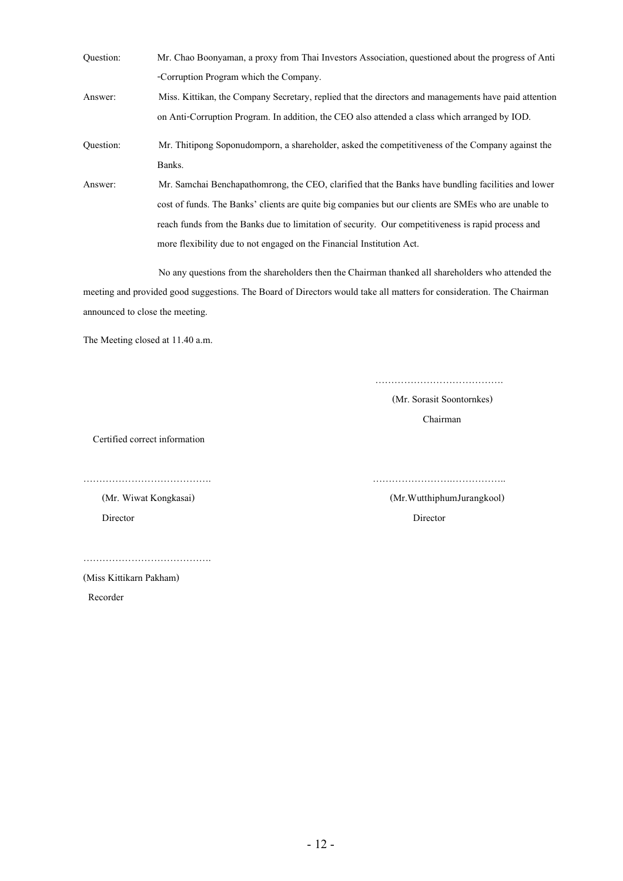Question: Mr. Chao Boonyaman, a proxy from Thai Investors Association, questioned about the progress of Anti -Corruption Program which the Company.

Answer: Miss. Kittikan, the Company Secretary, replied that the directors and managements have paid attention on Anti-Corruption Program. In addition, the CEO also attended a class which arranged by IOD.

Question: Mr. Thitipong Soponudomporn, a shareholder, asked the competitiveness of the Company against the Banks.

Answer: Mr. Samchai Benchapathomrong, the CEO, clarified that the Banks have bundling facilities and lower cost of funds. The Banks' clients are quite big companies but our clients are SMEs who are unable to reach funds from the Banks due to limitation of security. Our competitiveness is rapid process and more flexibility due to not engaged on the Financial Institution Act.

No any questions from the shareholders then the Chairman thanked all shareholders who attended the meeting and provided good suggestions. The Board of Directors would take all matters for consideration. The Chairman announced to close the meeting.

The Meeting closed at 11.40 a.m.

………………………………….

(Mr. Sorasit Soontornkes)

Chairman

Certified correct information

………………………………….

(Mr. Wiwat Kongkasai)

Director

………………………………….

(Mr.WutthiphumJurangkool)

Director

………………………………….

(Miss Kittikarn Pakham)

Recorder